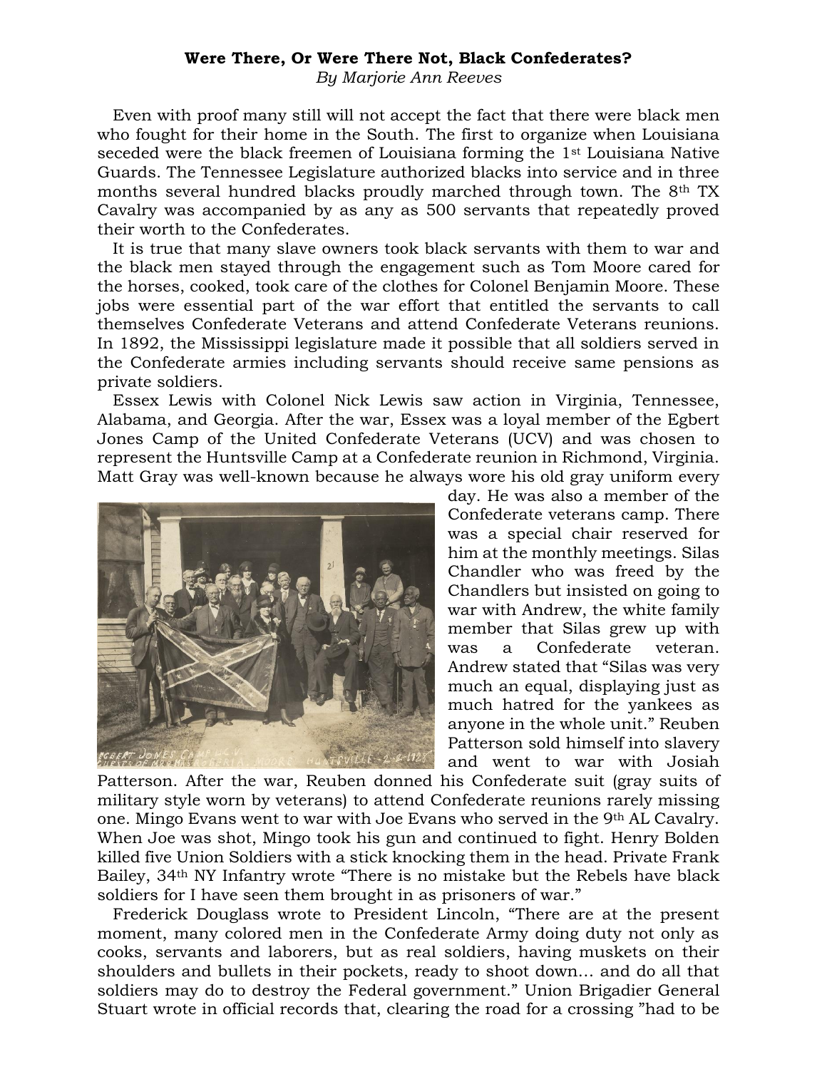**Were There, Or Were There Not, Black Confederates?**

*By Marjorie Ann Reeves*

Even with proof many still will not accept the fact that there were black men who fought for their home in the South. The first to organize when Louisiana seceded were the black freemen of Louisiana forming the 1st Louisiana Native Guards. The Tennessee Legislature authorized blacks into service and in three months several hundred blacks proudly marched through town. The 8th TX Cavalry was accompanied by as any as 500 servants that repeatedly proved their worth to the Confederates.

It is true that many slave owners took black servants with them to war and the black men stayed through the engagement such as Tom Moore cared for the horses, cooked, took care of the clothes for Colonel Benjamin Moore. These jobs were essential part of the war effort that entitled the servants to call themselves Confederate Veterans and attend Confederate Veterans reunions. In 1892, the Mississippi legislature made it possible that all soldiers served in the Confederate armies including servants should receive same pensions as private soldiers.

Essex Lewis with Colonel Nick Lewis saw action in Virginia, Tennessee, Alabama, and Georgia. After the war, Essex was a loyal member of the Egbert Jones Camp of the United Confederate Veterans (UCV) and was chosen to represent the Huntsville Camp at a Confederate reunion in Richmond, Virginia. Matt Gray was well-known because he always wore his old gray uniform every day. He was also a member of the Confederate veterans camp. There was a special chair reserved for him at the monthly meetings. Silas Chandler who was freed by the Chandlers but insisted on going to war with Andrew, the white family member that Silas grew up with was a Confederate veteran. Andrew stated that "Silas was very much an equal, displaying just as much hatred for the yankees as anyone in the whole unit." Reuben Patterson sold himself into slavery and went to war with Josiah Patterson. After the war, Reuben donned his Confederate suit (gray suits of military style worn by veterans) to attend Confederate reunions rarely missing one. Mingo Evans went to war with Joe Evans who served in the 9th AL Cavalry. When Joe was shot, Mingo took his gun and continued to fight. Henry Bolden killed five Union Soldiers with a stick knocking them in the head. Private Frank Bailey, 34th NY Infantry wrote "There is no mistake but the Rebels have black soldiers for I have seen them brought in as prisoners of war."

Frederick Douglass wrote to President Lincoln, "There are at the present moment, many colored men in the Confederate Army doing duty not only as cooks, servants and laborers, but as real soldiers, having muskets on their shoulders and bullets in their pockets, ready to shoot down… and do all that soldiers may do to destroy the Federal government." Union Brigadier General Stuart wrote in official records that, clearing the road for a crossing "had to be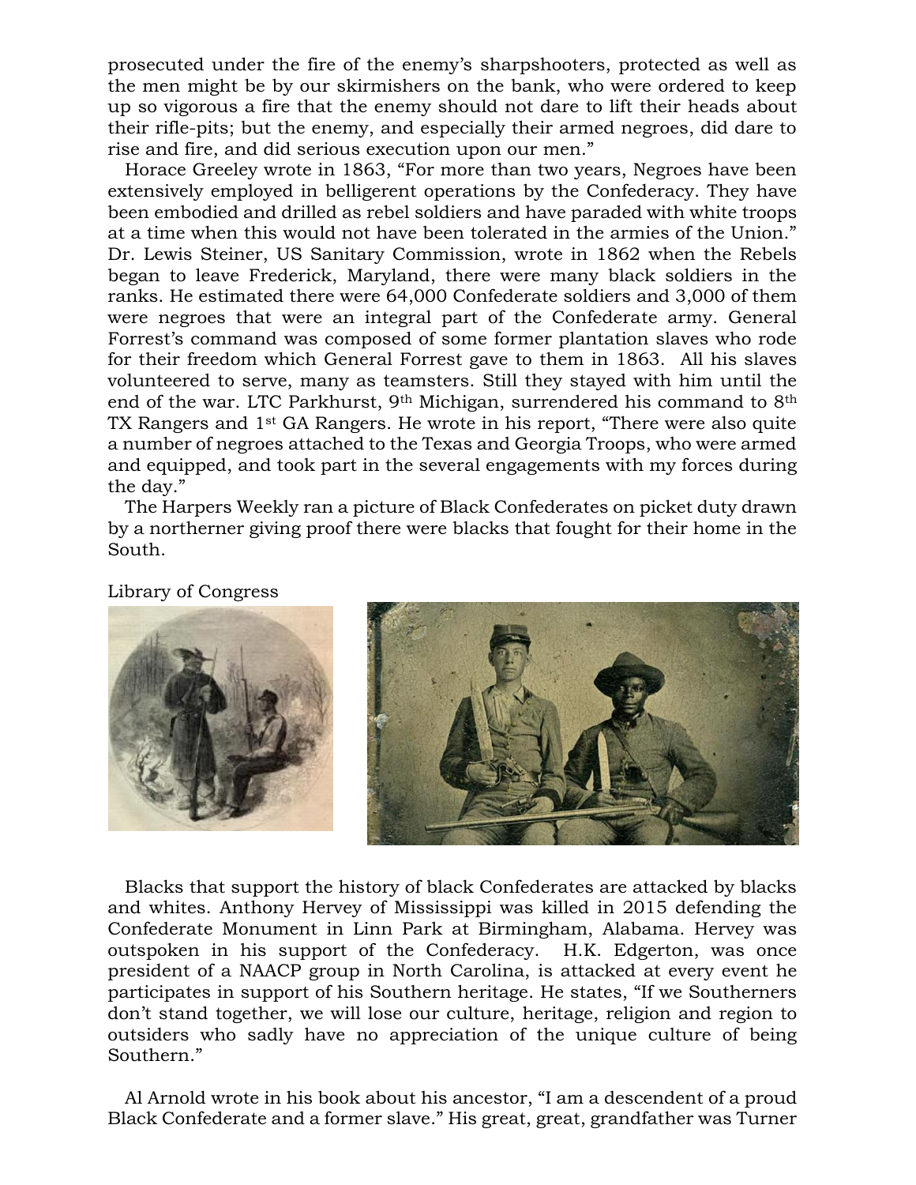prosecuted under the fire of the enemy's sharpshooters, protected as well as the men might be by our skirmishers on the bank, who were ordered to keep up so vigorous a fire that the enemy should not dare to lift their heads about their rifle-pits; but the enemy, and especially their armed negroes, did dare to rise and fire, and did serious execution upon our men."

Horace Greeley wrote in 1863, "For more than two years, Negroes have been extensively employed in belligerent operations by the Confederacy. They have been embodied and drilled as rebel soldiers and have paraded with white troops at a time when this would not have been tolerated in the armies of the Union." Dr. Lewis Steiner, US Sanitary Commission, wrote in 1862 when the Rebels began to leave Frederick, Maryland, there were many black soldiers in the ranks. He estimated there were 64,000 Confederate soldiers and 3,000 of them were negroes that were an integral part of the Confederate army. General Forrest's command was composed of some former plantation slaves who rode for their freedom which General Forrest gave to them in 1863. All his slaves volunteered to serve, many as teamsters. Still they stayed with him until the end of the war. LTC Parkhurst, 9th Michigan, surrendered his command to 8th TX Rangers and 1st GA Rangers. He wrote in his report, "There were also quite a number of negroes attached to the Texas and Georgia Troops, who were armed and equipped, and took part in the several engagements with my forces during the day."

The Harpers Weekly ran a picture of Black Confederates on picket duty drawn by a northerner giving proof there were blacks that fought for their home in the South.

Library of Congress

Blacks that support the history of black Confederates are attacked by blacks and whites. Anthony Hervey of Mississippi was killed in 2015 defending the Confederate Monument in Linn Park at Birmingham, Alabama. Hervey was outspoken in his support of the Confederacy. H.K. Edgerton, was once president of a NAACP group in North Carolina, is attacked at every event he participates in support of his Southern heritage. He states, "If we Southerners don't stand together, we will lose our culture, heritage, religion and region to outsiders who sadly have no appreciation of the unique culture of being Southern."

Al Arnold wrote in his book about his ancestor, "I am a descendent of a proud Black Confederate and a former slave." His great, great, grandfather was Turner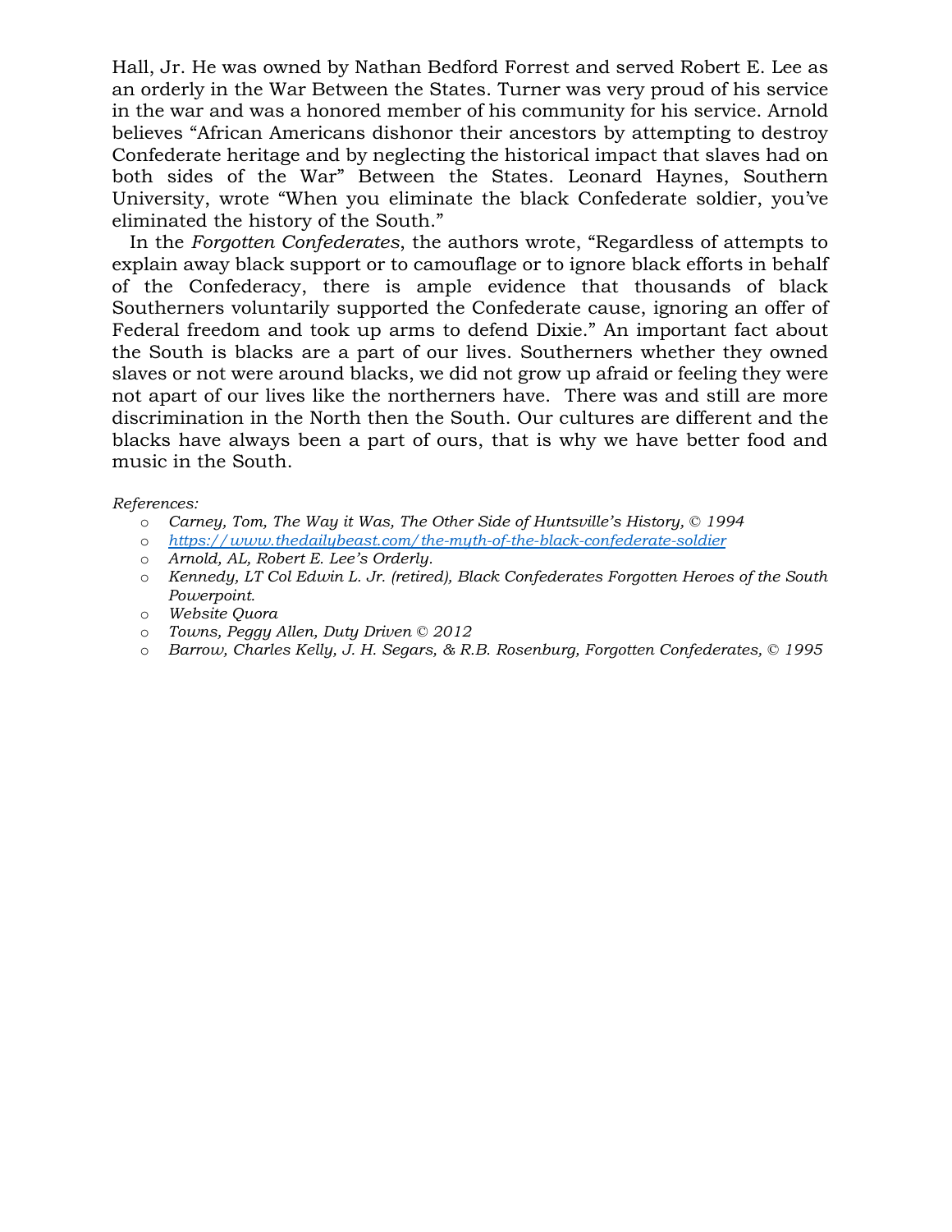Hall, Jr. He was owned by Nathan Bedford Forrest and served Robert E. Lee as an orderly in the War Between the States. Turner was very proud of his service in the war and was a honored member of his community for his service. Arnold believes "African Americans dishonor their ancestors by attempting to destroy Confederate heritage and by neglecting the historical impact that slaves had on both sides of the War" Between the States. Leonard Haynes, Southern University, wrote "When you eliminate the black Confederate soldier, you've eliminated the history of the South."

In the *Forgotten Confederates*, the authors wrote, "Regardless of attempts to explain away black support or to camouflage or to ignore black efforts in behalf of the Confederacy, there is ample evidence that thousands of black Southerners voluntarily supported the Confederate cause, ignoring an offer of Federal freedom and took up arms to defend Dixie." An important fact about the South is blacks are a part of our lives. Southerners whether they owned slaves or not were around blacks, we did not grow up afraid or feeling they were not apart of our lives like the northerners have. There was and still are more discrimination in the North then the South. Our cultures are different and the blacks have always been a part of ours, that is why we have better food and music in the South.

*References:*

- *Carney, Tom, The Way it Was, The Other Side of Huntsville's History, © 1994*
- *https://www.thedailybeast.com/the-myth-of-the-black-confederate-soldier*
- *Arnold, AL, Robert E. Lee's Orderly.*
- *Kennedy, LT Col Edwin L. Jr. (retired), Black Confederates Forgotten Heroes of the South Powerpoint.*
- *Website Quora*
- *Towns, Peggy Allen, Duty Driven © 2012*
- *Barrow, Charles Kelly, J. H. Segars, & R.B. Rosenburg, Forgotten Confederates, © 1995*